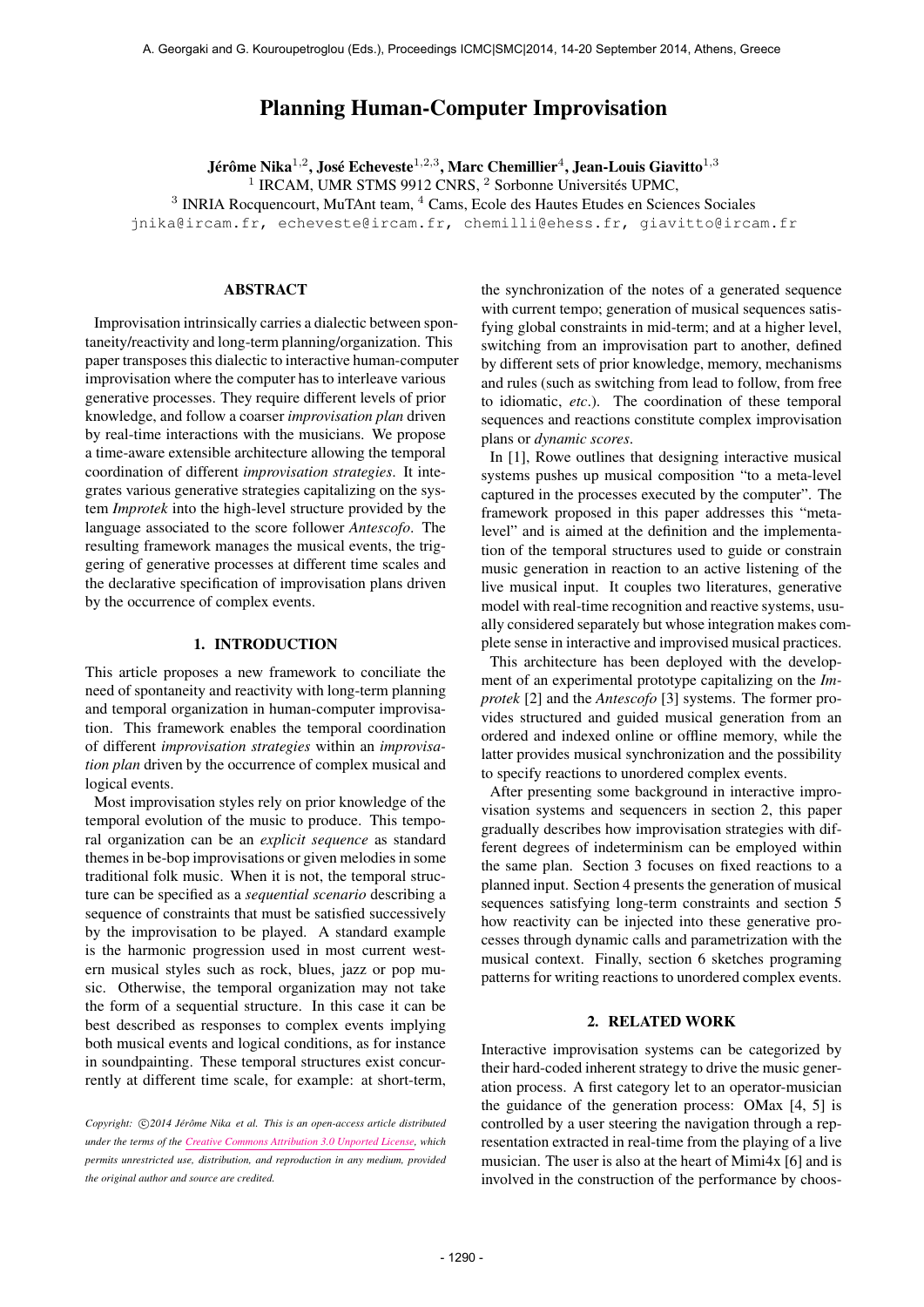# Planning Human-Computer Improvisation

**Jérôme Nika**[1,2], **José Echeveste**[1,2,3], **Marc Chemillier**[4], **Jean-Louis Giavitto**[1,3]

[1] IRCAM, UMR STMS 9912 CNRS, [2] Sorbonne Universités UPMC,
[3] INRIA Rocquencourt, MuTAnt team, [4] Cams, Ecole des Hautes Etudes en Sciences Sociales

jnika@ircam.fr, echeveste@ircam.fr, chemilli@ehess.fr, giavitto@ircam.fr

## ABSTRACT

Improvisation intrinsically carries a dialectic between spontaneity/reactivity and long-term planning/organization. This paper transposes this dialectic to interactive human-computer improvisation where the computer has to interleave various generative processes. They require different levels of prior knowledge, and follow a coarser *improvisation plan* driven by real-time interactions with the musicians. We propose a time-aware extensible architecture allowing the temporal coordination of different *improvisation strategies*. It integrates various generative strategies capitalizing on the system *Improtek* into the high-level structure provided by the language associated to the score follower *Antescofo*. The resulting framework manages the musical events, the triggering of generative processes at different time scales and the declarative specification of improvisation plans driven by the occurrence of complex events.

## 1. INTRODUCTION

This article proposes a new framework to conciliate the need of spontaneity and reactivity with long-term planning and temporal organization in human-computer improvisation. This framework enables the temporal coordination of different *improvisation strategies* within an *improvisation plan* driven by the occurrence of complex musical and logical events.

Most improvisation styles rely on prior knowledge of the temporal evolution of the music to produce. This temporal organization can be an *explicit sequence* as standard themes in be-bop improvisations or given melodies in some traditional folk music. When it is not, the temporal structure can be specified as a *sequential scenario* describing a sequence of constraints that must be satisfied successively by the improvisation to be played. A standard example is the harmonic progression used in most current western musical styles such as rock, blues, jazz or pop music. Otherwise, the temporal organization may not take the form of a sequential structure. In this case it can be best described as responses to complex events implying both musical events and logical conditions, as for instance in soundpainting. These temporal structures exist concurrently at different time scale, for example: at short-term, the synchronization of the notes of a generated sequence with current tempo; generation of musical sequences satisfying global constraints in mid-term; and at a higher level, switching from an improvisation part to another, defined by different sets of prior knowledge, memory, mechanisms and rules (such as switching from lead to follow, from free to idiomatic, *etc.*). The coordination of these temporal sequences and reactions constitute complex improvisation plans or *dynamic scores*.

In [1], Rowe outlines that designing interactive musical systems pushes up musical composition "to a meta-level captured in the processes executed by the computer". The framework proposed in this paper addresses this "meta-level" and is aimed at the definition and the implementation of the temporal structures used to guide or constrain music generation in reaction to an active listening of the live musical input. It couples two literatures, generative model with real-time recognition and reactive systems, usually considered separately but whose integration makes complete sense in interactive and improvised musical practices.

This architecture has been deployed with the development of an experimental prototype capitalizing on the *Improtek* [2] and the *Antescofo* [3] systems. The former provides structured and guided musical generation from an ordered and indexed online or offline memory, while the latter provides musical synchronization and the possibility to specify reactions to unordered complex events.

After presenting some background in interactive improvisation systems and sequencers in section 2, this paper gradually describes how improvisation strategies with different degrees of indeterminism can be employed within the same plan. Section 3 focuses on fixed reactions to a planned input. Section 4 presents the generation of musical sequences satisfying long-term constraints and section 5 how reactivity can be injected into these generative processes through dynamic calls and parametrization with the musical context. Finally, section 6 sketches programing patterns for writing reactions to unordered complex events.

## 2. RELATED WORK

Interactive improvisation systems can be categorized by their hard-coded inherent strategy to drive the music generation process. A first category let to an operator-musician the guidance of the generation process: OMax [4, 5] is controlled by a user steering the navigation through a representation extracted in real-time from the playing of a live musician. The user is also at the heart of Mimi4x [6] and is involved in the construction of the performance by choos-

Copyright: ©2014 Jérôme Nika et al. This is an open-access article distributed under the terms of the Creative Commons Attribution 3.0 Unported License, which permits unrestricted use, distribution, and reproduction in any medium, provided the original author and source are credited.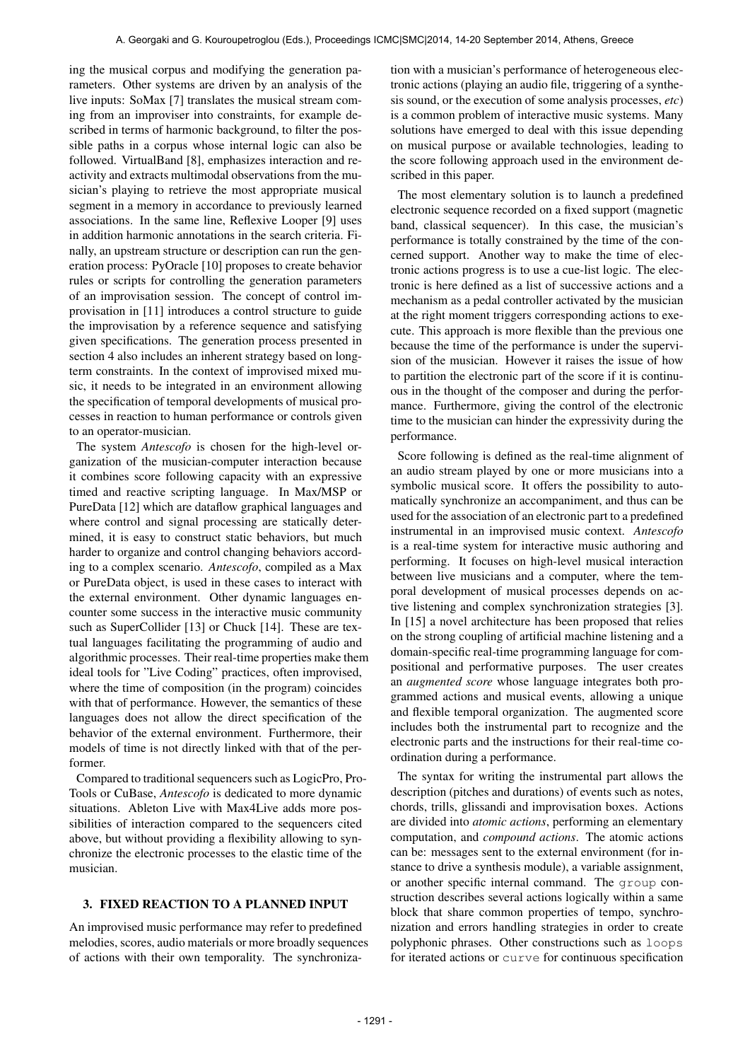ing the musical corpus and modifying the generation parameters. Other systems are driven by an analysis of the live inputs: SoMax [7] translates the musical stream coming from an improviser into constraints, for example described in terms of harmonic background, to filter the possible paths in a corpus whose internal logic can also be followed. VirtualBand [8], emphasizes interaction and reactivity and extracts multimodal observations from the musician's playing to retrieve the most appropriate musical segment in a memory in accordance to previously learned associations. In the same line, Reflexive Looper [9] uses in addition harmonic annotations in the search criteria. Finally, an upstream structure or description can run the generation process: PyOracle [10] proposes to create behavior rules or scripts for controlling the generation parameters of an improvisation session. The concept of control improvisation in [11] introduces a control structure to guide the improvisation by a reference sequence and satisfying given specifications. The generation process presented in section 4 also includes an inherent strategy based on long-term constraints. In the context of improvised mixed music, it needs to be integrated in an environment allowing the specification of temporal developments of musical processes in reaction to human performance or controls given to an operator-musician.

The system *Antescofo* is chosen for the high-level organization of the musician-computer interaction because it combines score following capacity with an expressive timed and reactive scripting language. In Max/MSP or PureData [12] which are dataflow graphical languages and where control and signal processing are statically determined, it is easy to construct static behaviors, but much harder to organize and control changing behaviors according to a complex scenario. *Antescofo*, compiled as a Max or PureData object, is used in these cases to interact with the external environment. Other dynamic languages encounter some success in the interactive music community such as SuperCollider [13] or Chuck [14]. These are textual languages facilitating the programming of audio and algorithmic processes. Their real-time properties make them ideal tools for "Live Coding" practices, often improvised, where the time of composition (in the program) coincides with that of performance. However, the semantics of these languages does not allow the direct specification of the behavior of the external environment. Furthermore, their models of time is not directly linked with that of the performer.

Compared to traditional sequencers such as LogicPro, ProTools or CuBase, *Antescofo* is dedicated to more dynamic situations. Ableton Live with Max4Live adds more possibilities of interaction compared to the sequencers cited above, but without providing a flexibility allowing to synchronize the electronic processes to the elastic time of the musician.

## 3. FIXED REACTION TO A PLANNED INPUT

An improvised music performance may refer to predefined melodies, scores, audio materials or more broadly sequences of actions with their own temporality. The synchronization with a musician's performance of heterogeneous electronic actions (playing an audio file, triggering of a synthesis sound, or the execution of some analysis processes, *etc*) is a common problem of interactive music systems. Many solutions have emerged to deal with this issue depending on musical purpose or available technologies, leading to the score following approach used in the environment described in this paper.

The most elementary solution is to launch a predefined electronic sequence recorded on a fixed support (magnetic band, classical sequencer). In this case, the musician's performance is totally constrained by the time of the concerned support. Another way to make the time of electronic actions progress is to use a cue-list logic. The electronic is here defined as a list of successive actions and a mechanism as a pedal controller activated by the musician at the right moment triggers corresponding actions to execute. This approach is more flexible than the previous one because the time of the performance is under the supervision of the musician. However it raises the issue of how to partition the electronic part of the score if it is continuous in the thought of the composer and during the performance. Furthermore, giving the control of the electronic time to the musician can hinder the expressivity during the performance.

Score following is defined as the real-time alignment of an audio stream played by one or more musicians into a symbolic musical score. It offers the possibility to automatically synchronize an accompaniment, and thus can be used for the association of an electronic part to a predefined instrumental in an improvised music context. *Antescofo* is a real-time system for interactive music authoring and performing. It focuses on high-level musical interaction between live musicians and a computer, where the temporal development of musical processes depends on active listening and complex synchronization strategies [3]. In [15] a novel architecture has been proposed that relies on the strong coupling of artificial machine listening and a domain-specific real-time programming language for compositional and performative purposes. The user creates an *augmented score* whose language integrates both programmed actions and musical events, allowing a unique and flexible temporal organization. The augmented score includes both the instrumental part to recognize and the electronic parts and the instructions for their real-time coordination during a performance.

The syntax for writing the instrumental part allows the description (pitches and durations) of events such as notes, chords, trills, glissandi and improvisation boxes. Actions are divided into *atomic actions*, performing an elementary computation, and *compound actions*. The atomic actions can be: messages sent to the external environment (for instance to drive a synthesis module), a variable assignment, or another specific internal command. The `group` construction describes several actions logically within a same block that share common properties of tempo, synchronization and errors handling strategies in order to create polyphonic phrases. Other constructions such as `loops` for iterated actions or `curve` for continuous specification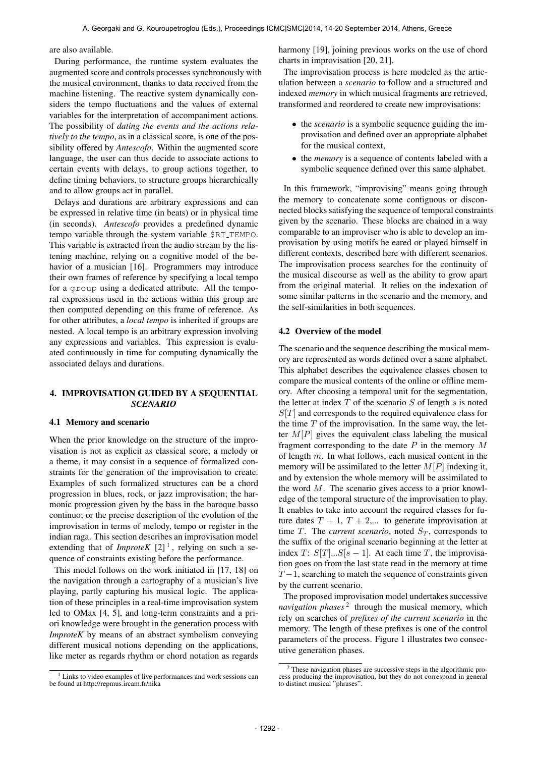are also available.

During performance, the runtime system evaluates the augmented score and controls processes synchronously with the musical environment, thanks to data received from the machine listening. The reactive system dynamically considers the tempo fluctuations and the values of external variables for the interpretation of accompaniment actions. The possibility of *dating the events and the actions relatively to the tempo*, as in a classical score, is one of the possibility offered by *Antescofo*. Within the augmented score language, the user can thus decide to associate actions to certain events with delays, to group actions together, to define timing behaviors, to structure groups hierarchically and to allow groups act in parallel.

Delays and durations are arbitrary expressions and can be expressed in relative time (in beats) or in physical time (in seconds). *Antescofo* provides a predefined dynamic tempo variable through the system variable `$RT_TEMPO`. This variable is extracted from the audio stream by the listening machine, relying on a cognitive model of the behavior of a musician [16]. Programmers may introduce their own frames of reference by specifying a local tempo for a `group` using a dedicated attribute. All the temporal expressions used in the actions within this group are then computed depending on this frame of reference. As for other attributes, a *local tempo* is inherited if groups are nested. A local tempo is an arbitrary expression involving any expressions and variables. This expression is evaluated continuously in time for computing dynamically the associated delays and durations.

## 4. IMPROVISATION GUIDED BY A SEQUENTIAL *SCENARIO*

### 4.1 Memory and scenario

When the prior knowledge on the structure of the improvisation is not as explicit as classical score, a melody or a theme, it may consist in a sequence of formalized constraints for the generation of the improvisation to create. Examples of such formalized structures can be a chord progression in blues, rock, or jazz improvisation; the harmonic progression given by the bass in the baroque basso continuo; or the precise description of the evolution of the improvisation in terms of melody, tempo or register in the indian raga. This section describes an improvisation model extending that of *ImproteK* [2] [1], relying on such a sequence of constraints existing before the performance.

This model follows on the work initiated in [17, 18] on the navigation through a cartography of a musician's live playing, partly capturing his musical logic. The application of these principles in a real-time improvisation system led to OMax [4, 5], and long-term constraints and a priori knowledge were brought in the generation process with *ImproteK* by means of an abstract symbolism conveying different musical notions depending on the applications, like meter as regards rhythm or chord notation as regards harmony [19], joining previous works on the use of chord charts in improvisation [20, 21].

The improvisation process is here modeled as the articulation between a *scenario* to follow and a structured and indexed *memory* in which musical fragments are retrieved, transformed and reordered to create new improvisations:

- the *scenario* is a symbolic sequence guiding the improvisation and defined over an appropriate alphabet for the musical context,
- the *memory* is a sequence of contents labeled with a symbolic sequence defined over this same alphabet.

In this framework, "improvising" means going through the memory to concatenate some contiguous or disconnected blocks satisfying the sequence of temporal constraints given by the scenario. These blocks are chained in a way comparable to an improviser who is able to develop an improvisation by using motifs he eared or played himself in different contexts, described here with different scenarios. The improvisation process searches for the continuity of the musical discourse as well as the ability to grow apart from the original material. It relies on the indexation of some similar patterns in the scenario and the memory, and the self-similarities in both sequences.

### 4.2 Overview of the model

The scenario and the sequence describing the musical memory are represented as words defined over a same alphabet. This alphabet describes the equivalence classes chosen to compare the musical contents of the online or offline memory. After choosing a temporal unit for the segmentation, the letter at index $T$ of the scenario $S$ of length $s$ is noted $S[T]$ and corresponds to the required equivalence class for the time $T$ of the improvisation. In the same way, the letter $M[P]$ gives the equivalent class labeling the musical fragment corresponding to the date $P$ in the memory $M$ of length $m$. In what follows, each musical content in the memory will be assimilated to the letter $M[P]$ indexing it, and by extension the whole memory will be assimilated to the word $M$. The scenario gives access to a prior knowledge of the temporal structure of the improvisation to play. It enables to take into account the required classes for future dates $T+1$, $T+2$,... to generate improvisation at time $T$. The *current scenario*, noted $S_T$, corresponds to the suffix of the original scenario beginning at the letter at index $T$: $S[T]...S[s-1]$. At each time $T$, the improvisation goes on from the last state read in the memory at time $T-1$, searching to match the sequence of constraints given by the current scenario.

The proposed improvisation model undertakes successive *navigation phases* [2] through the musical memory, which rely on searches of *prefixes of the current scenario* in the memory. The length of these prefixes is one of the control parameters of the process. Figure 1 illustrates two consecutive generation phases.

[1] Links to video examples of live performances and work sessions can be found at http://repmus.ircam.fr/nika

[2] These navigation phases are successive steps in the algorithmic process producing the improvisation, but they do not correspond in general to distinct musical "phrases".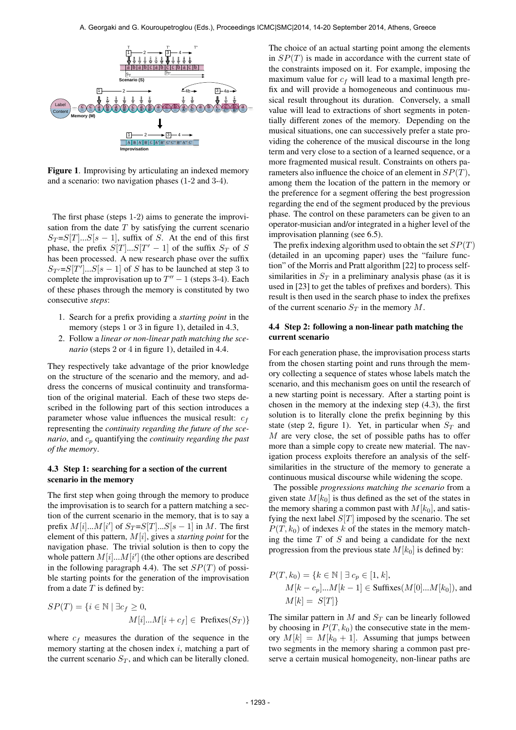**Figure 1**. Improvising by articulating an indexed memory and a scenario: two navigation phases (1-2 and 3-4).

The first phase (steps 1-2) aims to generate the improvisation from the date $T$ by satisfying the current scenario $S_T$=$S[T]...S[s-1]$, suffix of $S$. At the end of this first phase, the prefix $S[T]...S[T'-1]$ of the suffix $S_T$ of $S$ has been processed. A new research phase over the suffix $S_{T'}$=$S[T']...S[s-1]$ of $S$ has to be launched at step 3 to complete the improvisation up to $T''-1$ (steps 3-4). Each of these phases through the memory is constituted by two consecutive *steps*:

1. Search for a prefix providing a *starting point* in the memory (steps 1 or 3 in figure 1), detailed in 4.3,
2. Follow a *linear or non-linear path matching the scenario* (steps 2 or 4 in figure 1), detailed in 4.4.

They respectively take advantage of the prior knowledge on the structure of the scenario and the memory, and address the concerns of musical continuity and transformation of the original material. Each of these two steps described in the following part of this section introduces a parameter whose value influences the musical result: $c_f$ representing the *continuity regarding the future of the scenario*, and $c_p$ quantifying the *continuity regarding the past of the memory*.

### 4.3 Step 1: searching for a section of the current scenario in the memory

The first step when going through the memory to produce the improvisation is to search for a pattern matching a section of the current scenario in the memory, that is to say a prefix $M[i]...M[i']$ of $S_T$=$S[T]...S[s-1]$ in $M$. The first element of this pattern, $M[i]$, gives a *starting point* for the navigation phase. The trivial solution is then to copy the whole pattern $M[i]...M[i']$ (the other options are described in the following paragraph 4.4). The set $SP(T)$ of possible starting points for the generation of the improvisation from a date $T$ is defined by:

$$SP(T) = \{i \in \mathbb{N} \mid \exists c_f \geq 0,$$
$$M[i]...M[i+c_f] \in \text{ Prefixes}(S_T)\}$$

where $c_f$ measures the duration of the sequence in the memory starting at the chosen index $i$, matching a part of the current scenario $S_T$, and which can be literally cloned.

The choice of an actual starting point among the elements in $SP(T)$ is made in accordance with the current state of the constraints imposed on it. For example, imposing the maximum value for $c_f$ will lead to a maximal length prefix and will provide a homogeneous and continuous musical result throughout its duration. Conversely, a small value will lead to extractions of short segments in potentially different zones of the memory. Depending on the musical situations, one can successively prefer a state providing the coherence of the musical discourse in the long term and very close to a section of a learned sequence, or a more fragmented musical result. Constraints on others parameters also influence the choice of an element in $SP(T)$, among them the location of the pattern in the memory or the preference for a segment offering the best progression regarding the end of the segment produced by the previous phase. The control on these parameters can be given to an operator-musician and/or integrated in a higher level of the improvisation planning (see 6.5).

The prefix indexing algorithm used to obtain the set $SP(T)$ (detailed in an upcoming paper) uses the "failure function" of the Morris and Pratt algorithm [22] to process self-similarities in $S_T$ in a preliminary analysis phase (as it is used in [23] to get the tables of prefixes and borders). This result is then used in the search phase to index the prefixes of the current scenario $S_T$ in the memory $M$.

### 4.4 Step 2: following a non-linear path matching the current scenario

For each generation phase, the improvisation process starts from the chosen starting point and runs through the memory collecting a sequence of states whose labels match the scenario, and this mechanism goes on until the research of a new starting point is necessary. After a starting point is chosen in the memory at the indexing step (4.3), the first solution is to literally clone the prefix beginning by this state (step 2, figure 1). Yet, in particular when $S_T$ and $M$ are very close, the set of possible paths has to offer more than a simple copy to create new material. The navigation process exploits therefore an analysis of the self-similarities in the structure of the memory to generate a continuous musical discourse while widening the scope.

The possible *progressions matching the scenario* from a given state $M[k_0]$ is thus defined as the set of the states in the memory sharing a common past with $M[k_0]$, and satisfying the next label $S[T]$ imposed by the scenario. The set $P(T, k_0)$ of indexes $k$ of the states in the memory matching the time $T$ of $S$ and being a candidate for the next progression from the previous state $M[k_0]$ is defined by:

$$P(T, k_0) = \{k \in \mathbb{N} \mid \exists\, c_p \in [1, k],$$
$$M[k-c_p]...M[k-1] \in \text{Suffixes}(M[0]...M[k_0]), \text{ and}$$
$$M[k] = S[T]\}$$

The similar pattern in $M$ and $S_T$ can be linearly followed by choosing in $P(T, k_0)$ the consecutive state in the memory $M[k] = M[k_0+1]$. Assuming that jumps between two segments in the memory sharing a common past preserve a certain musical homogeneity, non-linear paths are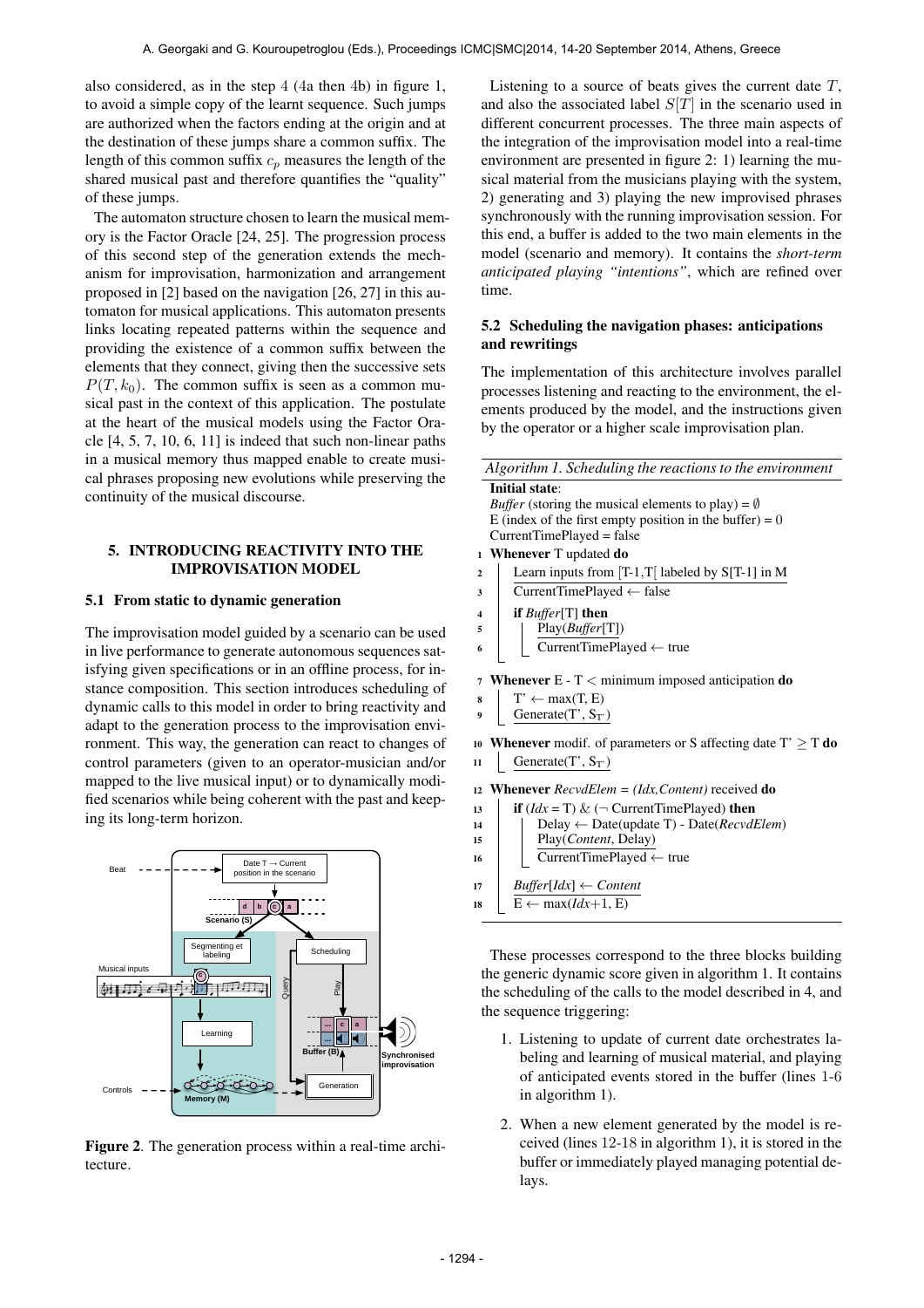also considered, as in the step 4 (4a then 4b) in figure 1, to avoid a simple copy of the learnt sequence. Such jumps are authorized when the factors ending at the origin and at the destination of these jumps share a common suffix. The length of this common suffix $c_p$ measures the length of the shared musical past and therefore quantifies the "quality" of these jumps.

The automaton structure chosen to learn the musical memory is the Factor Oracle [24, 25]. The progression process of this second step of the generation extends the mechanism for improvisation, harmonization and arrangement proposed in [2] based on the navigation [26, 27] in this automaton for musical applications. This automaton presents links locating repeated patterns within the sequence and providing the existence of a common suffix between the elements that they connect, giving then the successive sets $P(T, k_0)$. The common suffix is seen as a common musical past in the context of this application. The postulate at the heart of the musical models using the Factor Oracle [4, 5, 7, 10, 6, 11] is indeed that such non-linear paths in a musical memory thus mapped enable to create musical phrases proposing new evolutions while preserving the continuity of the musical discourse.

## 5. INTRODUCING REACTIVITY INTO THE IMPROVISATION MODEL

### 5.1 From static to dynamic generation

The improvisation model guided by a scenario can be used in live performance to generate autonomous sequences satisfying given specifications or in an offline process, for instance composition. This section introduces scheduling of dynamic calls to this model in order to bring reactivity and adapt to the generation process to the improvisation environment. This way, the generation can react to changes of control parameters (given to an operator-musician and/or mapped to the live musical input) or to dynamically modified scenarios while being coherent with the past and keeping its long-term horizon.

**Figure 2**. The generation process within a real-time architecture.

Listening to a source of beats gives the current date $T$, and also the associated label $S[T]$ in the scenario used in different concurrent processes. The three main aspects of the integration of the improvisation model into a real-time environment are presented in figure 2: 1) learning the musical material from the musicians playing with the system, 2) generating and 3) playing the new improvised phrases synchronously with the running improvisation session. For this end, a buffer is added to the two main elements in the model (scenario and memory). It contains the *short-term anticipated playing "intentions"*, which are refined over time.

### 5.2 Scheduling the navigation phases: anticipations and rewritings

The implementation of this architecture involves parallel processes listening and reacting to the environment, the elements produced by the model, and the instructions given by the operator or a higher scale improvisation plan.

*Algorithm 1. Scheduling the reactions to the environment*

```
Initial state:
  Buffer (storing the musical elements to play) = ∅
  E (index of the first empty position in the buffer) = 0
  CurrentTimePlayed = false
1  Whenever T updated do
2      Learn inputs from [T-1,T[ labeled by S[T-1] in M
3      CurrentTimePlayed ← false
4      if Buffer[T] then
5          Play(Buffer[T])
6          CurrentTimePlayed ← true
7  Whenever E - T < minimum imposed anticipation do
8      T' ← max(T, E)
9      Generate(T', S_T')
10 Whenever modif. of parameters or S affecting date T' ≥ T do
11     Generate(T', S_T')
12 Whenever RecvdElem = (Idx,Content) received do
13     if (Idx = T) & (¬ CurrentTimePlayed) then
14         Delay ← Date(update T) - Date(RecvdElem)
15         Play(Content, Delay)
16         CurrentTimePlayed ← true
17     Buffer[Idx] ← Content
18     E ← max(Idx+1, E)
```

These processes correspond to the three blocks building the generic dynamic score given in algorithm 1. It contains the scheduling of the calls to the model described in 4, and the sequence triggering:

1. Listening to update of current date orchestrates labeling and learning of musical material, and playing of anticipated events stored in the buffer (lines 1-6 in algorithm 1).

2. When a new element generated by the model is received (lines 12-18 in algorithm 1), it is stored in the buffer or immediately played managing potential delays.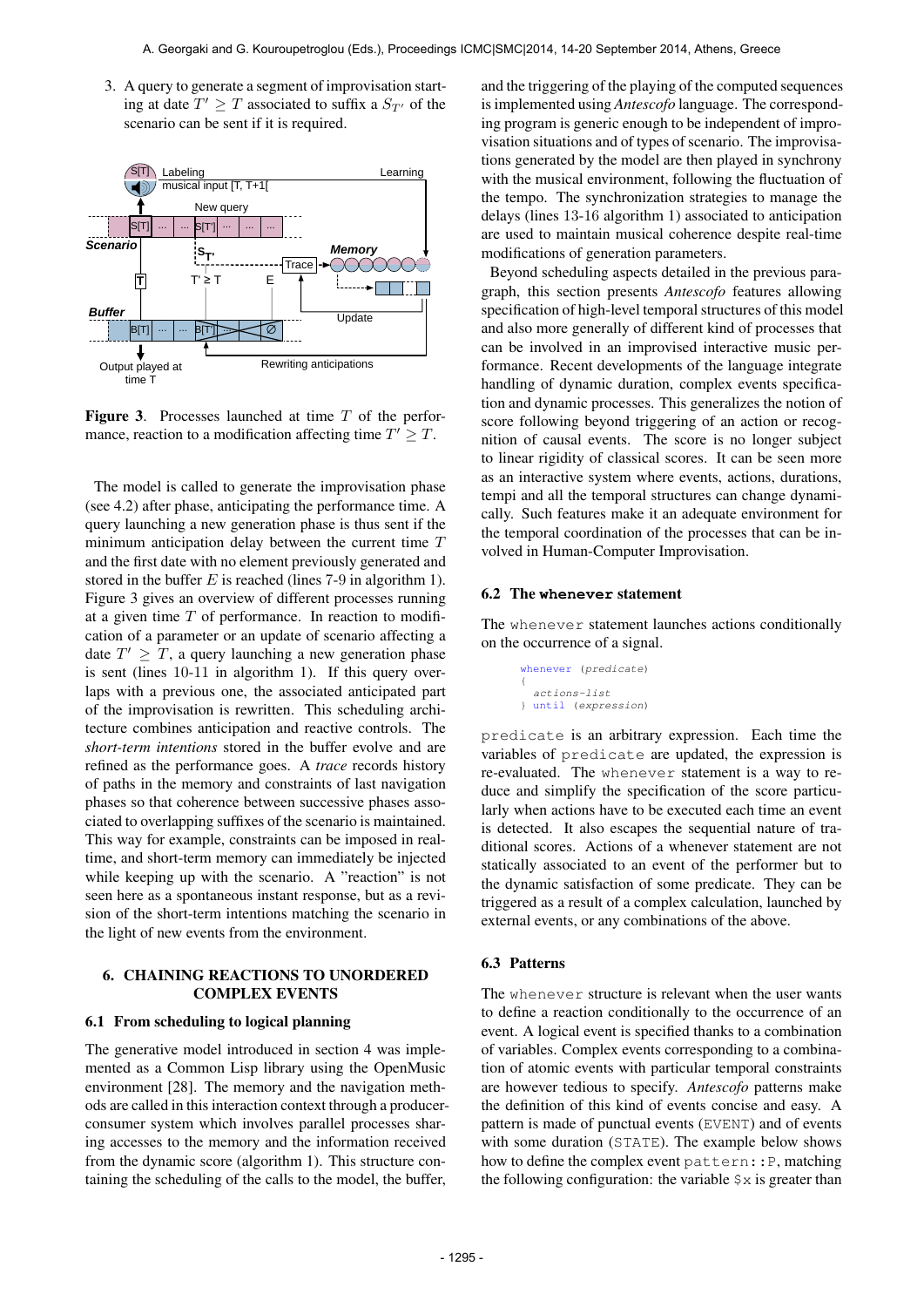3. A query to generate a segment of improvisation starting at date $T' \geq T$ associated to suffix a $S_{T'}$ of the scenario can be sent if it is required.

**Figure 3**. Processes launched at time $T$ of the performance, reaction to a modification affecting time $T' \geq T$.

The model is called to generate the improvisation phase (see 4.2) after phase, anticipating the performance time. A query launching a new generation phase is thus sent if the minimum anticipation delay between the current time $T$ and the first date with no element previously generated and stored in the buffer $E$ is reached (lines 7-9 in algorithm 1). Figure 3 gives an overview of different processes running at a given time $T$ of performance. In reaction to modification of a parameter or an update of scenario affecting a date $T' \geq T$, a query launching a new generation phase is sent (lines 10-11 in algorithm 1). If this query overlaps with a previous one, the associated anticipated part of the improvisation is rewritten. This scheduling architecture combines anticipation and reactive controls. The *short-term intentions* stored in the buffer evolve and are refined as the performance goes. A *trace* records history of paths in the memory and constraints of last navigation phases so that coherence between successive phases associated to overlapping suffixes of the scenario is maintained. This way for example, constraints can be imposed in real-time, and short-term memory can immediately be injected while keeping up with the scenario. A "reaction" is not seen here as a spontaneous instant response, but as a revision of the short-term intentions matching the scenario in the light of new events from the environment.

# 6. CHAINING REACTIONS TO UNORDERED COMPLEX EVENTS

## 6.1 From scheduling to logical planning

The generative model introduced in section 4 was implemented as a Common Lisp library using the OpenMusic environment [28]. The memory and the navigation methods are called in this interaction context through a producer-consumer system which involves parallel processes sharing accesses to the memory and the information received from the dynamic score (algorithm 1). This structure containing the scheduling of the calls to the model, the buffer, and the triggering of the playing of the computed sequences is implemented using *Antescofo* language. The corresponding program is generic enough to be independent of improvisation situations and of types of scenario. The improvisations generated by the model are then played in synchrony with the musical environment, following the fluctuation of the tempo. The synchronization strategies to manage the delays (lines 13-16 algorithm 1) associated to anticipation are used to maintain musical coherence despite real-time modifications of generation parameters.

Beyond scheduling aspects detailed in the previous paragraph, this section presents *Antescofo* features allowing specification of high-level temporal structures of this model and also more generally of different kind of processes that can be involved in an improvised interactive music performance. Recent developments of the language integrate handling of dynamic duration, complex events specification and dynamic processes. This generalizes the notion of score following beyond triggering of an action or recognition of causal events. The score is no longer subject to linear rigidity of classical scores. It can be seen more as an interactive system where events, actions, durations, tempi and all the temporal structures can change dynamically. Such features make it an adequate environment for the temporal coordination of the processes that can be involved in Human-Computer Improvisation.

## 6.2 The `whenever` statement

The `whenever` statement launches actions conditionally on the occurrence of a signal.

```
whenever (predicate)
{
  actions-list
} until (expression)
```

`predicate` is an arbitrary expression. Each time the variables of `predicate` are updated, the expression is re-evaluated. The `whenever` statement is a way to reduce and simplify the specification of the score particularly when actions have to be executed each time an event is detected. It also escapes the sequential nature of traditional scores. Actions of a whenever statement are not statically associated to an event of the performer but to the dynamic satisfaction of some predicate. They can be triggered as a result of a complex calculation, launched by external events, or any combinations of the above.

## 6.3 Patterns

The `whenever` structure is relevant when the user wants to define a reaction conditionally to the occurrence of an event. A logical event is specified thanks to a combination of variables. Complex events corresponding to a combination of atomic events with particular temporal constraints are however tedious to specify. *Antescofo* patterns make the definition of this kind of events concise and easy. A pattern is made of punctual events (`EVENT`) and of events with some duration (`STATE`). The example below shows how to define the complex event `pattern::P`, matching the following configuration: the variable `$x` is greater than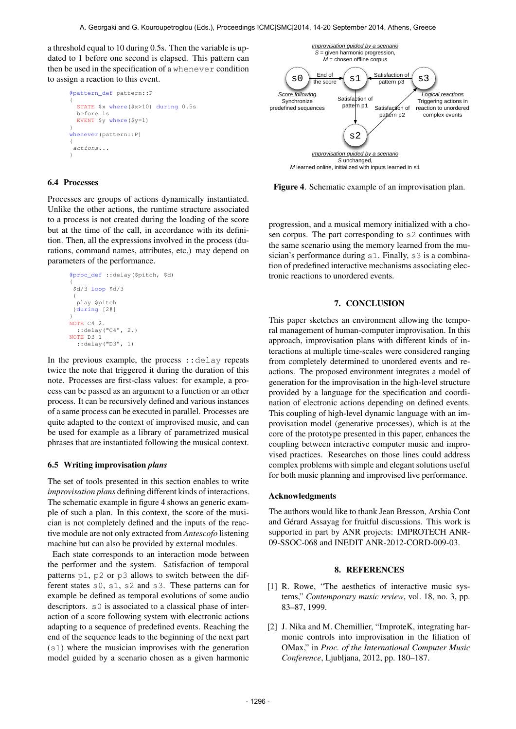a threshold equal to 10 during 0.5s. Then the variable is updated to 1 before one second is elapsed. This pattern can then be used in the specification of a whenever condition to assign a reaction to this event.

```
@pattern_def pattern::P
{
  STATE $x where($x>10) during 0.5s
  before 1s
  EVENT $y where($y=1)
}
whenever(pattern::P)
{
  actions...
}
```

### 6.4 Processes

Processes are groups of actions dynamically instantiated. Unlike the other actions, the runtime structure associated to a process is not created during the loading of the score but at the time of the call, in accordance with its definition. Then, all the expressions involved in the process (durations, command names, attributes, etc.) may depend on parameters of the performance.

```
@proc_def ::delay($pitch, $d)
{
  $d/3 loop $d/3
  {
   play $pitch
  }during [2#]
}
NOTE C4 2.
  ::delay("C4", 2.)
NOTE D3 1
  ::delay("D3", 1)
```

In the previous example, the process ::delay repeats twice the note that triggered it during the duration of this note. Processes are first-class values: for example, a process can be passed as an argument to a function or an other process. It can be recursively defined and various instances of a same process can be executed in parallel. Processes are quite adapted to the context of improvised music, and can be used for example as a library of parametrized musical phrases that are instantiated following the musical context.

### 6.5 Writing improvisation *plans*

The set of tools presented in this section enables to write *improvisation plans* defining different kinds of interactions. The schematic example in figure 4 shows an generic example of such a plan. In this context, the score of the musician is not completely defined and the inputs of the reactive module are not only extracted from *Antescofo* listening machine but can also be provided by external modules.

Each state corresponds to an interaction mode between the performer and the system. Satisfaction of temporal patterns p1, p2 or p3 allows to switch between the different states s0, s1, s2 and s3. These patterns can for example be defined as temporal evolutions of some audio descriptors. s0 is associated to a classical phase of interaction of a score following system with electronic actions adapting to a sequence of predefined events. Reaching the end of the sequence leads to the beginning of the next part (s1) where the musician improvises with the generation model guided by a scenario chosen as a given harmonic progression, and a musical memory initialized with a chosen corpus. The part corresponding to s2 continues with the same scenario using the memory learned from the musician's performance during s1. Finally, s3 is a combination of predefined interactive mechanisms associating electronic reactions to unordered events.

Figure 4. Schematic example of an improvisation plan.

## 7. CONCLUSION

This paper sketches an environment allowing the temporal management of human-computer improvisation. In this approach, improvisation plans with different kinds of interactions at multiple time-scales were considered ranging from completely determined to unordered events and reactions. The proposed environment integrates a model of generation for the improvisation in the high-level structure provided by a language for the specification and coordination of electronic actions depending on defined events. This coupling of high-level dynamic language with an improvisation model (generative processes), which is at the core of the prototype presented in this paper, enhances the coupling between interactive computer music and improvised practices. Researches on those lines could address complex problems with simple and elegant solutions useful for both music planning and improvised live performance.

### Acknowledgments

The authors would like to thank Jean Bresson, Arshia Cont and Gérard Assayag for fruitful discussions. This work is supported in part by ANR projects: IMPROTECH ANR-09-SSOC-068 and INEDIT ANR-2012-CORD-009-03.

## 8. REFERENCES

[1] R. Rowe, "The aesthetics of interactive music systems," *Contemporary music review*, vol. 18, no. 3, pp. 83–87, 1999.

[2] J. Nika and M. Chemillier, "ImproteK, integrating harmonic controls into improvisation in the filiation of OMax," in *Proc. of the International Computer Music Conference*, Ljubljana, 2012, pp. 180–187.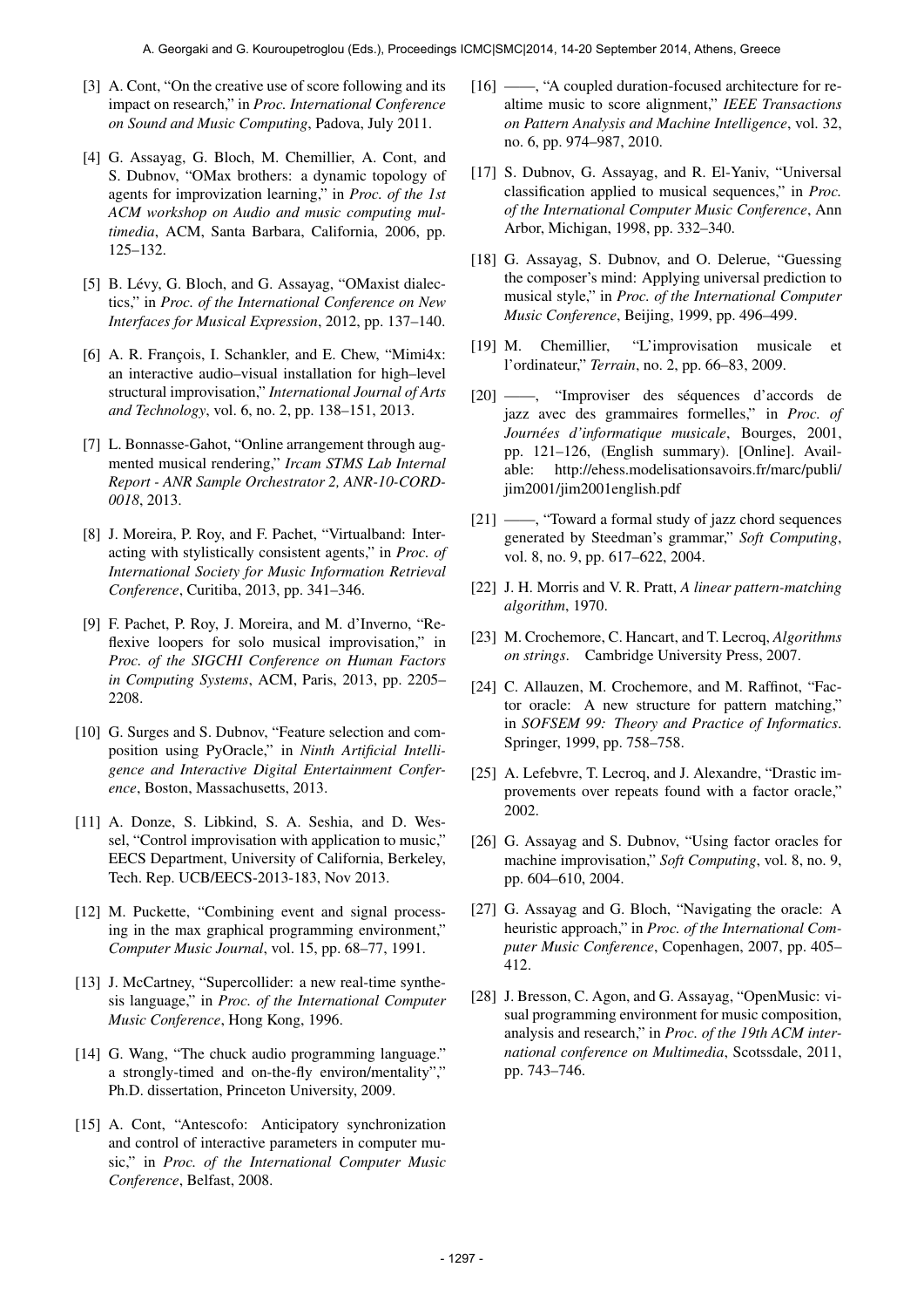[3] A. Cont, "On the creative use of score following and its impact on research," in *Proc. International Conference on Sound and Music Computing*, Padova, July 2011.

[4] G. Assayag, G. Bloch, M. Chemillier, A. Cont, and S. Dubnov, "OMax brothers: a dynamic topology of agents for improvization learning," in *Proc. of the 1st ACM workshop on Audio and music computing multimedia*, ACM, Santa Barbara, California, 2006, pp. 125–132.

[5] B. Lévy, G. Bloch, and G. Assayag, "OMaxist dialectics," in *Proc. of the International Conference on New Interfaces for Musical Expression*, 2012, pp. 137–140.

[6] A. R. François, I. Schankler, and E. Chew, "Mimi4x: an interactive audio–visual installation for high–level structural improvisation," *International Journal of Arts and Technology*, vol. 6, no. 2, pp. 138–151, 2013.

[7] L. Bonnasse-Gahot, "Online arrangement through augmented musical rendering," *Ircam STMS Lab Internal Report - ANR Sample Orchestrator 2, ANR-10-CORD-0018*, 2013.

[8] J. Moreira, P. Roy, and F. Pachet, "Virtualband: Interacting with stylistically consistent agents," in *Proc. of International Society for Music Information Retrieval Conference*, Curitiba, 2013, pp. 341–346.

[9] F. Pachet, P. Roy, J. Moreira, and M. d'Inverno, "Reflexive loopers for solo musical improvisation," in *Proc. of the SIGCHI Conference on Human Factors in Computing Systems*, ACM, Paris, 2013, pp. 2205–2208.

[10] G. Surges and S. Dubnov, "Feature selection and composition using PyOracle," in *Ninth Artificial Intelligence and Interactive Digital Entertainment Conference*, Boston, Massachusetts, 2013.

[11] A. Donze, S. Libkind, S. A. Seshia, and D. Wessel, "Control improvisation with application to music," EECS Department, University of California, Berkeley, Tech. Rep. UCB/EECS-2013-183, Nov 2013.

[12] M. Puckette, "Combining event and signal processing in the max graphical programming environment," *Computer Music Journal*, vol. 15, pp. 68–77, 1991.

[13] J. McCartney, "Supercollider: a new real-time synthesis language," in *Proc. of the International Computer Music Conference*, Hong Kong, 1996.

[14] G. Wang, "The chuck audio programming language." a strongly-timed and on-the-fly environ/mentality"," Ph.D. dissertation, Princeton University, 2009.

[15] A. Cont, "Antescofo: Anticipatory synchronization and control of interactive parameters in computer music," in *Proc. of the International Computer Music Conference*, Belfast, 2008.

[16] ——, "A coupled duration-focused architecture for realtime music to score alignment," *IEEE Transactions on Pattern Analysis and Machine Intelligence*, vol. 32, no. 6, pp. 974–987, 2010.

[17] S. Dubnov, G. Assayag, and R. El-Yaniv, "Universal classification applied to musical sequences," in *Proc. of the International Computer Music Conference*, Ann Arbor, Michigan, 1998, pp. 332–340.

[18] G. Assayag, S. Dubnov, and O. Delerue, "Guessing the composer's mind: Applying universal prediction to musical style," in *Proc. of the International Computer Music Conference*, Beijing, 1999, pp. 496–499.

[19] M. Chemillier, "L'improvisation musicale et l'ordinateur," *Terrain*, no. 2, pp. 66–83, 2009.

[20] ——, "Improviser des séquences d'accords de jazz avec des grammaires formelles," in *Proc. of Journées d'informatique musicale*, Bourges, 2001, pp. 121–126, (English summary). [Online]. Available: http://ehess.modelisationsavoirs.fr/marc/publi/jim2001/jim2001english.pdf

[21] ——, "Toward a formal study of jazz chord sequences generated by Steedman's grammar," *Soft Computing*, vol. 8, no. 9, pp. 617–622, 2004.

[22] J. H. Morris and V. R. Pratt, *A linear pattern-matching algorithm*, 1970.

[23] M. Crochemore, C. Hancart, and T. Lecroq, *Algorithms on strings*. Cambridge University Press, 2007.

[24] C. Allauzen, M. Crochemore, and M. Raffinot, "Factor oracle: A new structure for pattern matching," in *SOFSEM 99: Theory and Practice of Informatics*. Springer, 1999, pp. 758–758.

[25] A. Lefebvre, T. Lecroq, and J. Alexandre, "Drastic improvements over repeats found with a factor oracle," 2002.

[26] G. Assayag and S. Dubnov, "Using factor oracles for machine improvisation," *Soft Computing*, vol. 8, no. 9, pp. 604–610, 2004.

[27] G. Assayag and G. Bloch, "Navigating the oracle: A heuristic approach," in *Proc. of the International Computer Music Conference*, Copenhagen, 2007, pp. 405–412.

[28] J. Bresson, C. Agon, and G. Assayag, "OpenMusic: visual programming environment for music composition, analysis and research," in *Proc. of the 19th ACM international conference on Multimedia*, Scotssdale, 2011, pp. 743–746.